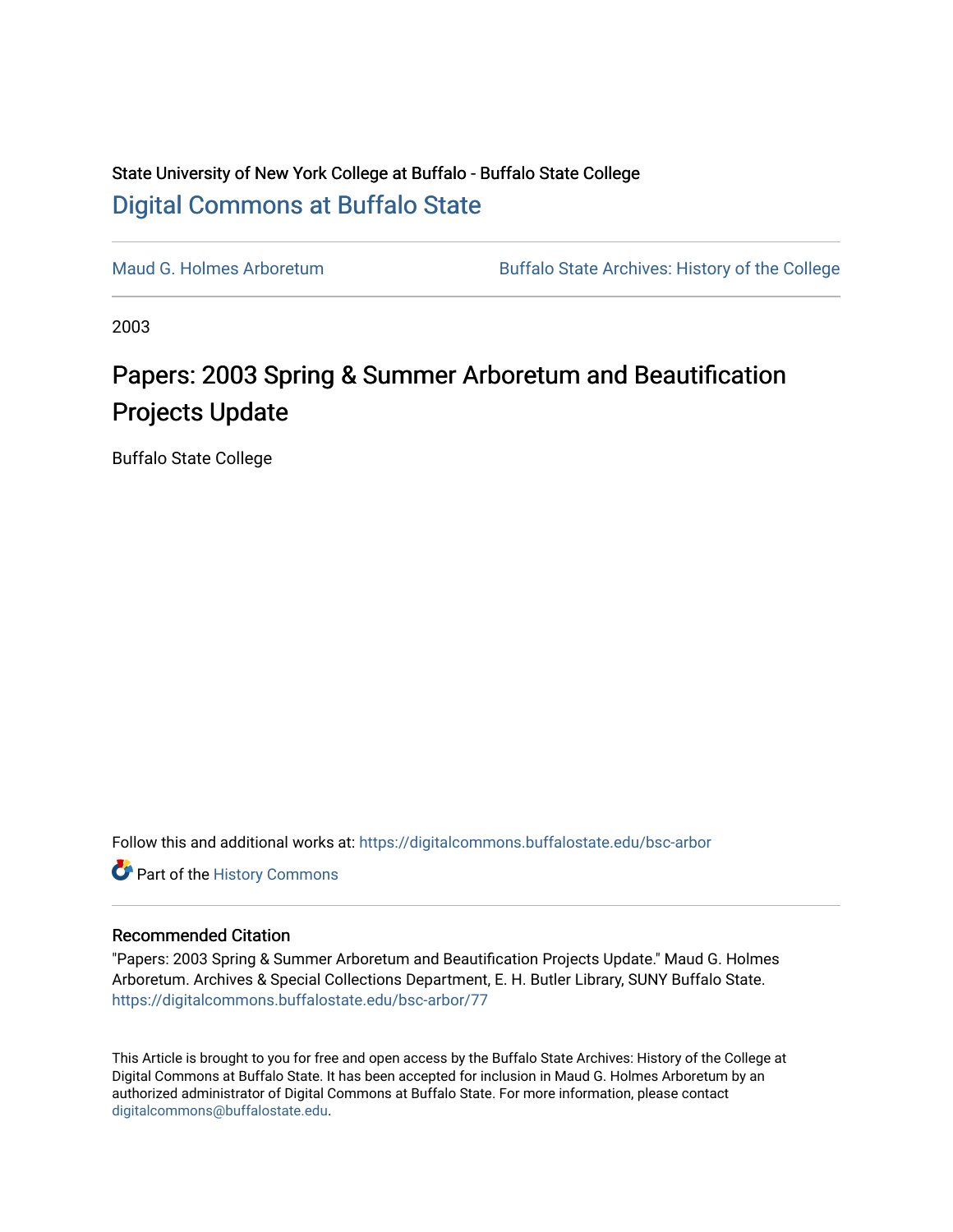State University of New York College at Buffalo - Buffalo State College

## Digital Commons at Buffalo State

Maud G. Holmes Arboretum | Buffalo State Archives: History of the College

2003

# Papers: 2003 Spring & Summer Arboretum and Beautification Projects Update

Buffalo State College

Follow this and additional works at: https://digitalcommons.buffalostate.edu/bsc-arbor

Part of the History Commons

### Recommended Citation

"Papers: 2003 Spring & Summer Arboretum and Beautification Projects Update." Maud G. Holmes Arboretum. Archives & Special Collections Department, E. H. Butler Library, SUNY Buffalo State. https://digitalcommons.buffalostate.edu/bsc-arbor/77

This Article is brought to you for free and open access by the Buffalo State Archives: History of the College at Digital Commons at Buffalo State. It has been accepted for inclusion in Maud G. Holmes Arboretum by an authorized administrator of Digital Commons at Buffalo State. For more information, please contact digitalcommons@buffalostate.edu.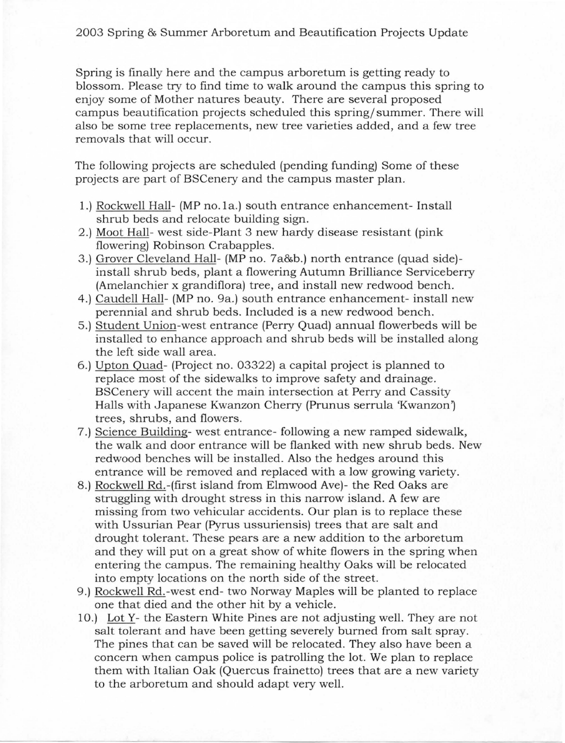# 2003 Spring & Summer Arboretum and Beautification Projects Update

Spring is finally here and the campus arboretum is getting ready to blossom. Please try to find time to walk around the campus this spring to enjoy some of Mother natures beauty. There are several proposed campus beautification projects scheduled this spring/summer. There will also be some tree replacements, new tree varieties added, and a few tree removals that will occur.

The following projects are scheduled (pending funding) Some of these projects are part of BSCenery and the campus master plan.

1.) Rockwell Hall- (MP no.1a.) south entrance enhancement- Install shrub beds and relocate building sign.

2.) Moot Hall- west side-Plant 3 new hardy disease resistant (pink flowering) Robinson Crabapples.

3.) Grover Cleveland Hall- (MP no. 7a&b.) north entrance (quad side)- install shrub beds, plant a flowering Autumn Brilliance Serviceberry (Amelanchier x grandiflora) tree, and install new redwood bench.

4.) Caudell Hall- (MP no. 9a.) south entrance enhancement- install new perennial and shrub beds. Included is a new redwood bench.

5.) Student Union-west entrance (Perry Quad) annual flowerbeds will be installed to enhance approach and shrub beds will be installed along the left side wall area.

6.) Upton Quad- (Project no. 03322) a capital project is planned to replace most of the sidewalks to improve safety and drainage. BSCenery will accent the main intersection at Perry and Cassity Halls with Japanese Kwanzon Cherry (Prunus serrula 'Kwanzon') trees, shrubs, and flowers.

7.) Science Building- west entrance- following a new ramped sidewalk, the walk and door entrance will be flanked with new shrub beds. New redwood benches will be installed. Also the hedges around this entrance will be removed and replaced with a low growing variety.

8.) Rockwell Rd.-(first island from Elmwood Ave)- the Red Oaks are struggling with drought stress in this narrow island. A few are missing from two vehicular accidents. Our plan is to replace these with Ussurian Pear (Pyrus ussuriensis) trees that are salt and drought tolerant. These pears are a new addition to the arboretum and they will put on a great show of white flowers in the spring when entering the campus. The remaining healthy Oaks will be relocated into empty locations on the north side of the street.

9.) Rockwell Rd.-west end- two Norway Maples will be planted to replace one that died and the other hit by a vehicle.

10.) Lot Y- the Eastern White Pines are not adjusting well. They are not salt tolerant and have been getting severely burned from salt spray. The pines that can be saved will be relocated. They also have been a concern when campus police is patrolling the lot. We plan to replace them with Italian Oak (Quercus frainetto) trees that are a new variety to the arboretum and should adapt very well.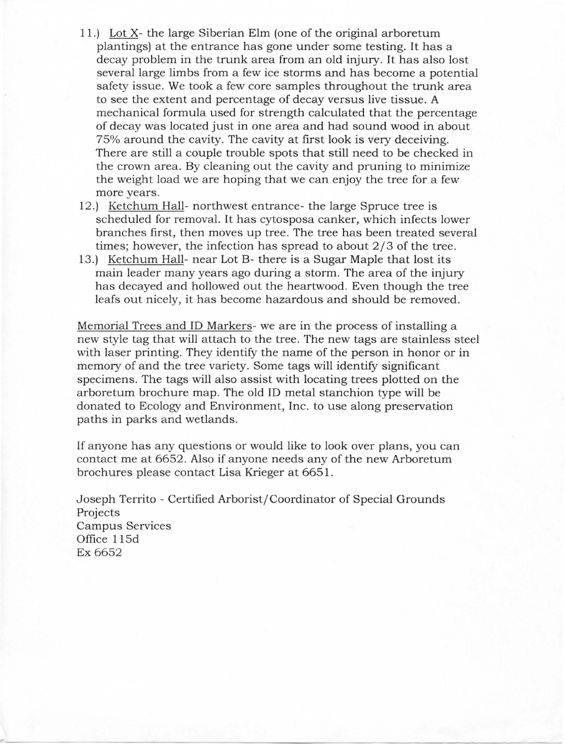11.) <u>Lot X</u>- the large Siberian Elm (one of the original arboretum plantings) at the entrance has gone under some testing. It has a decay problem in the trunk area from an old injury. It has also lost several large limbs from a few ice storms and has become a potential safety issue. We took a few core samples throughout the trunk area to see the extent and percentage of decay versus live tissue. A mechanical formula used for strength calculated that the percentage of decay was located just in one area and had sound wood in about 75% around the cavity. The cavity at first look is very deceiving. There are still a couple trouble spots that still need to be checked in the crown area. By cleaning out the cavity and pruning to minimize the weight load we are hoping that we can enjoy the tree for a few more years.

12.) <u>Ketchum Hall</u>- northwest entrance- the large Spruce tree is scheduled for removal. It has cytosposa canker, which infects lower branches first, then moves up tree. The tree has been treated several times; however, the infection has spread to about 2/3 of the tree.

13.) <u>Ketchum Hall</u>- near Lot B- there is a Sugar Maple that lost its main leader many years ago during a storm. The area of the injury has decayed and hollowed out the heartwood. Even though the tree leafs out nicely, it has become hazardous and should be removed.

<u>Memorial Trees and ID Markers</u>- we are in the process of installing a new style tag that will attach to the tree. The new tags are stainless steel with laser printing. They identify the name of the person in honor or in memory of and the tree variety. Some tags will identify significant specimens. The tags will also assist with locating trees plotted on the arboretum brochure map. The old ID metal stanchion type will be donated to Ecology and Environment, Inc. to use along preservation paths in parks and wetlands.

If anyone has any questions or would like to look over plans, you can contact me at 6652. Also if anyone needs any of the new Arboretum brochures please contact Lisa Krieger at 6651.

Joseph Territo - Certified Arborist/Coordinator of Special Grounds Projects
Campus Services
Office 115d
Ex 6652